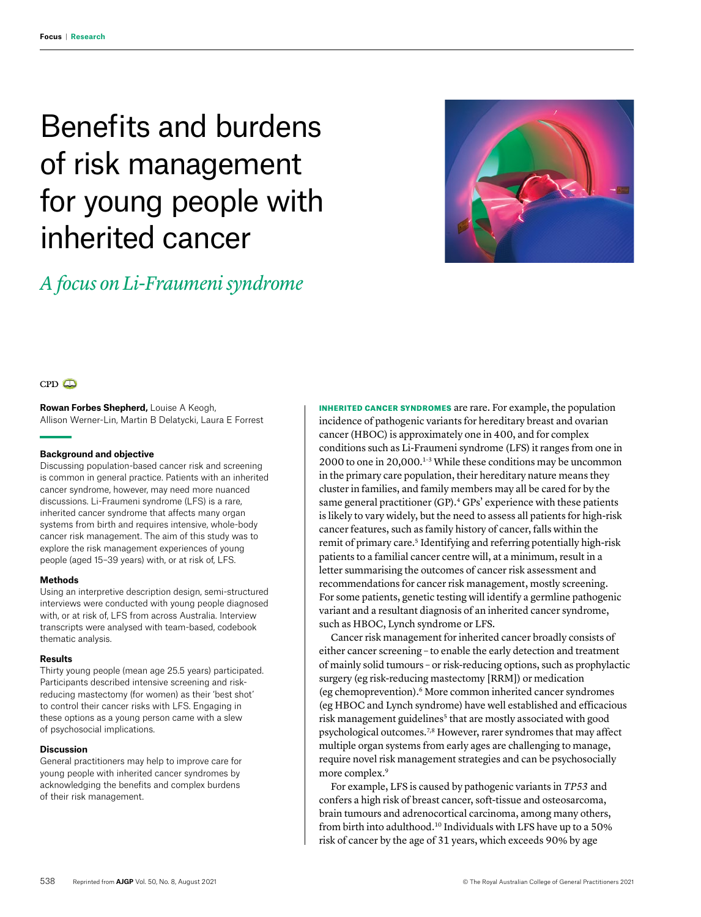Focus | Research

# Benefits and burdens of risk management for young people with inherited cancer

## *A focus on Li-Fraumeni syndrome*

CPD

**Rowan Forbes Shepherd,** Louise A Keogh, Allison Werner-Lin, Martin B Delatycki, Laura E Forrest

### Background and objective

Discussing population-based cancer risk and screening is common in general practice. Patients with an inherited cancer syndrome, however, may need more nuanced discussions. Li-Fraumeni syndrome (LFS) is a rare, inherited cancer syndrome that affects many organ systems from birth and requires intensive, whole-body cancer risk management. The aim of this study was to explore the risk management experiences of young people (aged 15–39 years) with, or at risk of, LFS.

### Methods

Using an interpretive description design, semi-structured interviews were conducted with young people diagnosed with, or at risk of, LFS from across Australia. Interview transcripts were analysed with team-based, codebook thematic analysis.

### Results

Thirty young people (mean age 25.5 years) participated. Participants described intensive screening and risk-reducing mastectomy (for women) as their 'best shot' to control their cancer risks with LFS. Engaging in these options as a young person came with a slew of psychosocial implications.

### Discussion

General practitioners may help to improve care for young people with inherited cancer syndromes by acknowledging the benefits and complex burdens of their risk management.

**INHERITED CANCER SYNDROMES** are rare. For example, the population incidence of pathogenic variants for hereditary breast and ovarian cancer (HBOC) is approximately one in 400, and for complex conditions such as Li-Fraumeni syndrome (LFS) it ranges from one in 2000 to one in 20,000.[1–3] While these conditions may be uncommon in the primary care population, their hereditary nature means they cluster in families, and family members may all be cared for by the same general practitioner (GP).[4] GPs' experience with these patients is likely to vary widely, but the need to assess all patients for high-risk cancer features, such as family history of cancer, falls within the remit of primary care.[5] Identifying and referring potentially high-risk patients to a familial cancer centre will, at a minimum, result in a letter summarising the outcomes of cancer risk assessment and recommendations for cancer risk management, mostly screening. For some patients, genetic testing will identify a germline pathogenic variant and a resultant diagnosis of an inherited cancer syndrome, such as HBOC, Lynch syndrome or LFS.

Cancer risk management for inherited cancer broadly consists of either cancer screening – to enable the early detection and treatment of mainly solid tumours – or risk-reducing options, such as prophylactic surgery (eg risk-reducing mastectomy [RRM]) or medication (eg chemoprevention).[6] More common inherited cancer syndromes (eg HBOC and Lynch syndrome) have well established and efficacious risk management guidelines[5] that are mostly associated with good psychological outcomes.[7,8] However, rarer syndromes that may affect multiple organ systems from early ages are challenging to manage, require novel risk management strategies and can be psychosocially more complex.[9]

For example, LFS is caused by pathogenic variants in *TP53* and confers a high risk of breast cancer, soft-tissue and osteosarcoma, brain tumours and adrenocortical carcinoma, among many others, from birth into adulthood.[10] Individuals with LFS have up to a 50% risk of cancer by the age of 31 years, which exceeds 90% by age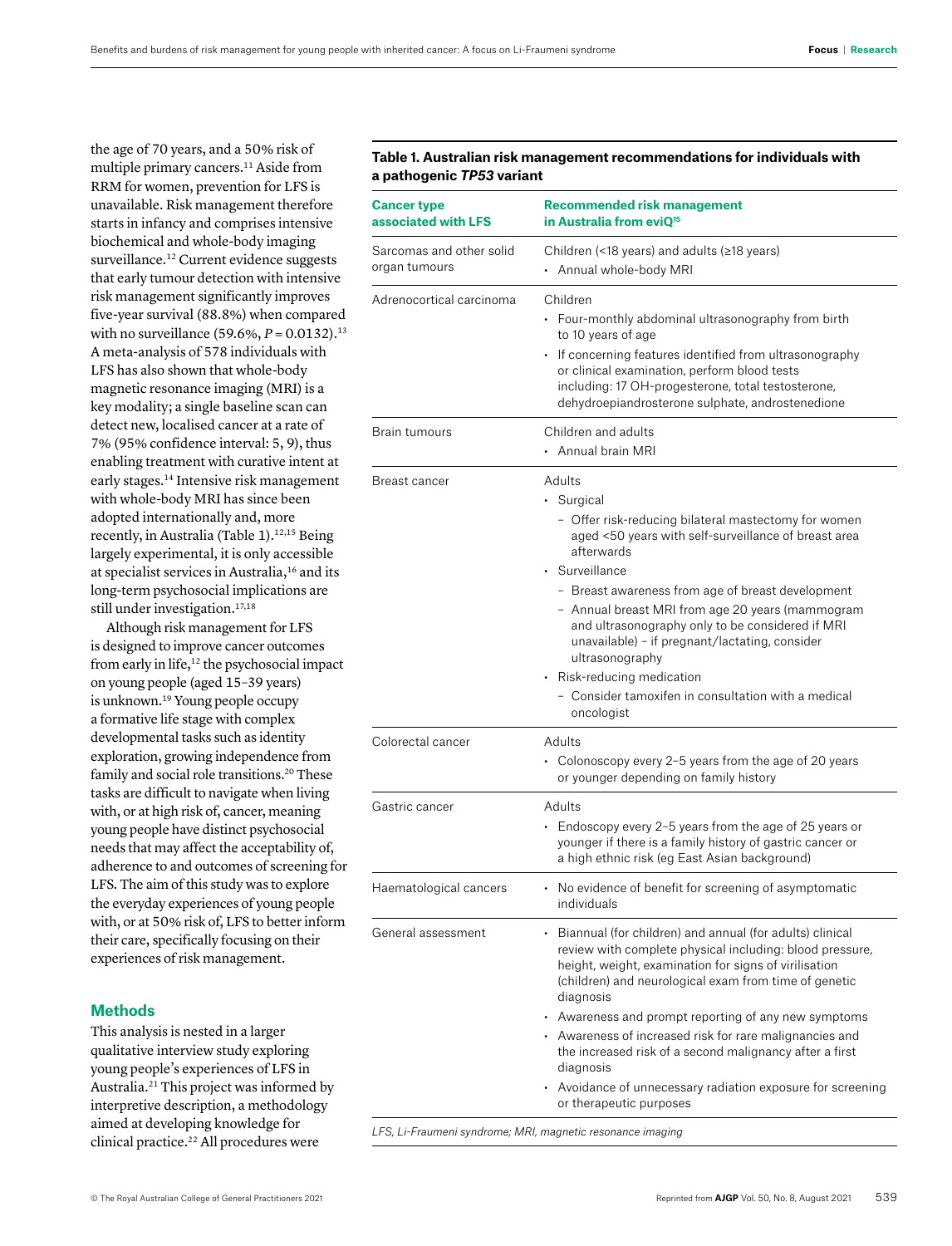the age of 70 years, and a 50% risk of multiple primary cancers.[11] Aside from RRM for women, prevention for LFS is unavailable. Risk management therefore starts in infancy and comprises intensive biochemical and whole-body imaging surveillance.[12] Current evidence suggests that early tumour detection with intensive risk management significantly improves five-year survival (88.8%) when compared with no surveillance (59.6%, $P = 0.0132$).[13] A meta-analysis of 578 individuals with LFS has also shown that whole-body magnetic resonance imaging (MRI) is a key modality; a single baseline scan can detect new, localised cancer at a rate of 7% (95% confidence interval: 5, 9), thus enabling treatment with curative intent at early stages.[14] Intensive risk management with whole-body MRI has since been adopted internationally and, more recently, in Australia (Table 1).[12,15] Being largely experimental, it is only accessible at specialist services in Australia,[16] and its long-term psychosocial implications are still under investigation.[17,18]

Although risk management for LFS is designed to improve cancer outcomes from early in life,[12] the psychosocial impact on young people (aged 15–39 years) is unknown.[19] Young people occupy a formative life stage with complex developmental tasks such as identity exploration, growing independence from family and social role transitions.[20] These tasks are difficult to navigate when living with, or at high risk of, cancer, meaning young people have distinct psychosocial needs that may affect the acceptability of, adherence to and outcomes of screening for LFS. The aim of this study was to explore the everyday experiences of young people with, or at 50% risk of, LFS to better inform their care, specifically focusing on their experiences of risk management.

**Table 1. Australian risk management recommendations for individuals with a pathogenic *TP53* variant**

| Cancer type associated with LFS | Recommended risk management in Australia from eviQ[15] |
|---|---|
| Sarcomas and other solid organ tumours | Children (<18 years) and adults (≥18 years)<br>• Annual whole-body MRI |
| Adrenocortical carcinoma | Children<br>• Four-monthly abdominal ultrasonography from birth to 10 years of age<br>• If concerning features identified from ultrasonography or clinical examination, perform blood tests including: 17 OH-progesterone, total testosterone, dehydroepiandrosterone sulphate, androstenedione |
| Brain tumours | Children and adults<br>• Annual brain MRI |
| Breast cancer | Adults<br>• Surgical<br>– Offer risk-reducing bilateral mastectomy for women aged <50 years with self-surveillance of breast area afterwards<br>• Surveillance<br>– Breast awareness from age of breast development<br>– Annual breast MRI from age 20 years (mammogram and ultrasonography only to be considered if MRI unavailable) – if pregnant/lactating, consider ultrasonography<br>• Risk-reducing medication<br>– Consider tamoxifen in consultation with a medical oncologist |
| Colorectal cancer | Adults<br>• Colonoscopy every 2–5 years from the age of 20 years or younger depending on family history |
| Gastric cancer | Adults<br>• Endoscopy every 2–5 years from the age of 25 years or younger if there is a family history of gastric cancer or a high ethnic risk (eg East Asian background) |
| Haematological cancers | • No evidence of benefit for screening of asymptomatic individuals |
| General assessment | • Biannual (for children) and annual (for adults) clinical review with complete physical including: blood pressure, height, weight, examination for signs of virilisation (children) and neurological exam from time of genetic diagnosis<br>• Awareness and prompt reporting of any new symptoms<br>• Awareness of increased risk for rare malignancies and the increased risk of a second malignancy after a first diagnosis<br>• Avoidance of unnecessary radiation exposure for screening or therapeutic purposes |

*LFS, Li-Fraumeni syndrome; MRI, magnetic resonance imaging*

## Methods

This analysis is nested in a larger qualitative interview study exploring young people's experiences of LFS in Australia.[21] This project was informed by interpretive description, a methodology aimed at developing knowledge for clinical practice.[22] All procedures were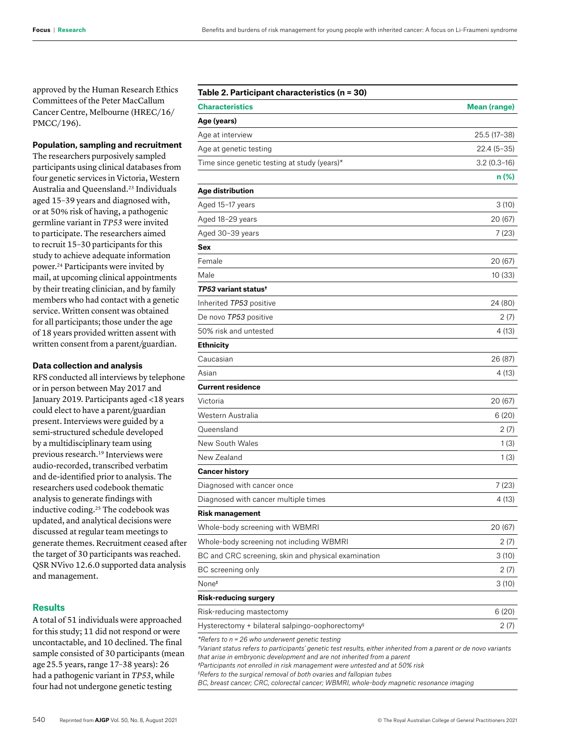approved by the Human Research Ethics Committees of the Peter MacCallum Cancer Centre, Melbourne (HREC/16/PMCC/196).

**Population, sampling and recruitment**

The researchers purposively sampled participants using clinical databases from four genetic services in Victoria, Western Australia and Queensland.[23] Individuals aged 15–39 years and diagnosed with, or at 50% risk of having, a pathogenic germline variant in *TP53* were invited to participate. The researchers aimed to recruit 15–30 participants for this study to achieve adequate information power.[24] Participants were invited by mail, at upcoming clinical appointments by their treating clinician, and by family members who had contact with a genetic service. Written consent was obtained for all participants; those under the age of 18 years provided written assent with written consent from a parent/guardian.

**Data collection and analysis**

RFS conducted all interviews by telephone or in person between May 2017 and January 2019. Participants aged <18 years could elect to have a parent/guardian present. Interviews were guided by a semi-structured schedule developed by a multidisciplinary team using previous research.[19] Interviews were audio-recorded, transcribed verbatim and de-identified prior to analysis. The researchers used codebook thematic analysis to generate findings with inductive coding.[25] The codebook was updated, and analytical decisions were discussed at regular team meetings to generate themes. Recruitment ceased after the target of 30 participants was reached. QSR NVivo 12.6.0 supported data analysis and management.

## Results

A total of 51 individuals were approached for this study; 11 did not respond or were uncontactable, and 10 declined. The final sample consisted of 30 participants (mean age 25.5 years, range 17–38 years): 26 had a pathogenic variant in *TP53*, while four had not undergone genetic testing

**Table 2. Participant characteristics (n = 30)**

| Characteristics | Mean (range) |
|---|---|
| **Age (years)** | |
| Age at interview | 25.5 (17–38) |
| Age at genetic testing | 22.4 (5–35) |
| Time since genetic testing at study (years)* | 3.2 (0.3–16) |
| | **n (%)** |
| **Age distribution** | |
| Aged 15–17 years | 3 (10) |
| Aged 18–29 years | 20 (67) |
| Aged 30–39 years | 7 (23) |
| **Sex** | |
| Female | 20 (67) |
| Male | 10 (33) |
| ***TP53* variant status†** | |
| Inherited *TP53* positive | 24 (80) |
| De novo *TP53* positive | 2 (7) |
| 50% risk and untested | 4 (13) |
| **Ethnicity** | |
| Caucasian | 26 (87) |
| Asian | 4 (13) |
| **Current residence** | |
| Victoria | 20 (67) |
| Western Australia | 6 (20) |
| Queensland | 2 (7) |
| New South Wales | 1 (3) |
| New Zealand | 1 (3) |
| **Cancer history** | |
| Diagnosed with cancer once | 7 (23) |
| Diagnosed with cancer multiple times | 4 (13) |
| **Risk management** | |
| Whole-body screening with WBMRI | 20 (67) |
| Whole-body screening not including WBMRI | 2 (7) |
| BC and CRC screening, skin and physical examination | 3 (10) |
| BC screening only | 2 (7) |
| None‡ | 3 (10) |
| **Risk-reducing surgery** | |
| Risk-reducing mastectomy | 6 (20) |
| Hysterectomy + bilateral salpingo-oophorectomy§ | 2 (7) |

*Refers to n = 26 who underwent genetic testing

†Variant status refers to participants' genetic test results, either inherited from a parent or de novo variants that arise in embryonic development and are not inherited from a parent

‡Participants not enrolled in risk management were untested and at 50% risk

§Refers to the surgical removal of both ovaries and fallopian tubes

BC, breast cancer; CRC, colorectal cancer; WBMRI, whole-body magnetic resonance imaging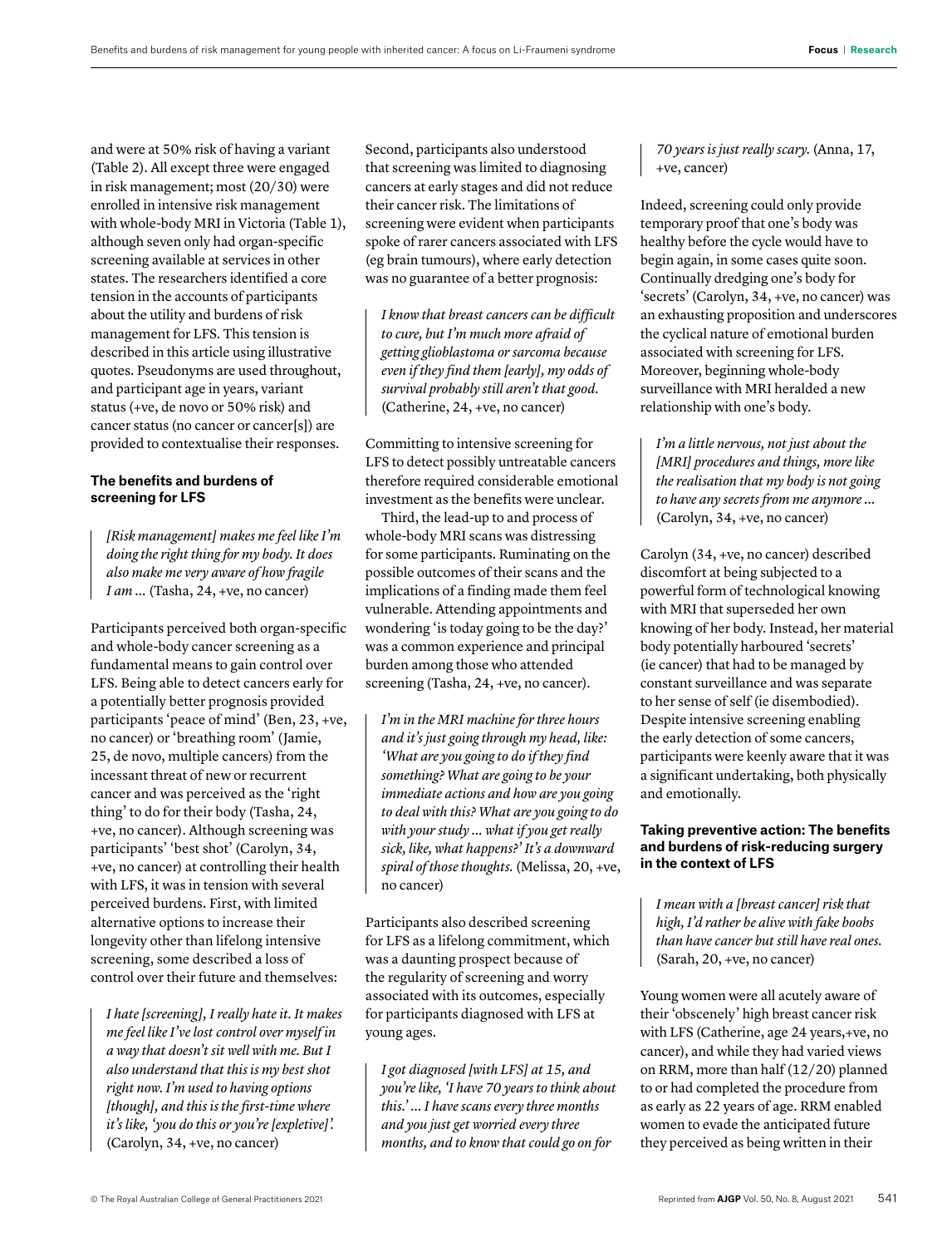and were at 50% risk of having a variant (Table 2). All except three were engaged in risk management; most (20/30) were enrolled in intensive risk management with whole-body MRI in Victoria (Table 1), although seven only had organ-specific screening available at services in other states. The researchers identified a core tension in the accounts of participants about the utility and burdens of risk management for LFS. This tension is described in this article using illustrative quotes. Pseudonyms are used throughout, and participant age in years, variant status (+ve, de novo or 50% risk) and cancer status (no cancer or cancer[s]) are provided to contextualise their responses.

### The benefits and burdens of screening for LFS

> *[Risk management] makes me feel like I'm doing the right thing for my body. It does also make me very aware of how fragile I am …* (Tasha, 24, +ve, no cancer)

Participants perceived both organ-specific and whole-body cancer screening as a fundamental means to gain control over LFS. Being able to detect cancers early for a potentially better prognosis provided participants 'peace of mind' (Ben, 23, +ve, no cancer) or 'breathing room' (Jamie, 25, de novo, multiple cancers) from the incessant threat of new or recurrent cancer and was perceived as the 'right thing' to do for their body (Tasha, 24, +ve, no cancer). Although screening was participants' 'best shot' (Carolyn, 34, +ve, no cancer) at controlling their health with LFS, it was in tension with several perceived burdens. First, with limited alternative options to increase their longevity other than lifelong intensive screening, some described a loss of control over their future and themselves:

> *I hate [screening], I really hate it. It makes me feel like I've lost control over myself in a way that doesn't sit well with me. But I also understand that this is my best shot right now. I'm used to having options [though], and this is the first-time where it's like, 'you do this or you're [expletive]'.* (Carolyn, 34, +ve, no cancer)

Second, participants also understood that screening was limited to diagnosing cancers at early stages and did not reduce their cancer risk. The limitations of screening were evident when participants spoke of rarer cancers associated with LFS (eg brain tumours), where early detection was no guarantee of a better prognosis:

> *I know that breast cancers can be difficult to cure, but I'm much more afraid of getting glioblastoma or sarcoma because even if they find them [early], my odds of survival probably still aren't that good.* (Catherine, 24, +ve, no cancer)

Committing to intensive screening for LFS to detect possibly untreatable cancers therefore required considerable emotional investment as the benefits were unclear.

Third, the lead-up to and process of whole-body MRI scans was distressing for some participants. Ruminating on the possible outcomes of their scans and the implications of a finding made them feel vulnerable. Attending appointments and wondering 'is today going to be the day?' was a common experience and principal burden among those who attended screening (Tasha, 24, +ve, no cancer).

> *I'm in the MRI machine for three hours and it's just going through my head, like: 'What are you going to do if they find something? What are going to be your immediate actions and how are you going to deal with this? What are you going to do with your study … what if you get really sick, like, what happens?' It's a downward spiral of those thoughts.* (Melissa, 20, +ve, no cancer)

Participants also described screening for LFS as a lifelong commitment, which was a daunting prospect because of the regularity of screening and worry associated with its outcomes, especially for participants diagnosed with LFS at young ages.

> *I got diagnosed [with LFS] at 15, and you're like, 'I have 70 years to think about this.' … I have scans every three months and you just get worried every three months, and to know that could go on for 70 years is just really scary.* (Anna, 17, +ve, cancer)

Indeed, screening could only provide temporary proof that one's body was healthy before the cycle would have to begin again, in some cases quite soon. Continually dredging one's body for 'secrets' (Carolyn, 34, +ve, no cancer) was an exhausting proposition and underscores the cyclical nature of emotional burden associated with screening for LFS. Moreover, beginning whole-body surveillance with MRI heralded a new relationship with one's body.

> *I'm a little nervous, not just about the [MRI] procedures and things, more like the realisation that my body is not going to have any secrets from me anymore …* (Carolyn, 34, +ve, no cancer)

Carolyn (34, +ve, no cancer) described discomfort at being subjected to a powerful form of technological knowing with MRI that superseded her own knowing of her body. Instead, her material body potentially harboured 'secrets' (ie cancer) that had to be managed by constant surveillance and was separate to her sense of self (ie disembodied). Despite intensive screening enabling the early detection of some cancers, participants were keenly aware that it was a significant undertaking, both physically and emotionally.

### Taking preventive action: The benefits and burdens of risk-reducing surgery in the context of LFS

> *I mean with a [breast cancer] risk that high, I'd rather be alive with fake boobs than have cancer but still have real ones.* (Sarah, 20, +ve, no cancer)

Young women were all acutely aware of their 'obscenely' high breast cancer risk with LFS (Catherine, age 24 years,+ve, no cancer), and while they had varied views on RRM, more than half (12/20) planned to or had completed the procedure from as early as 22 years of age. RRM enabled women to evade the anticipated future they perceived as being written in their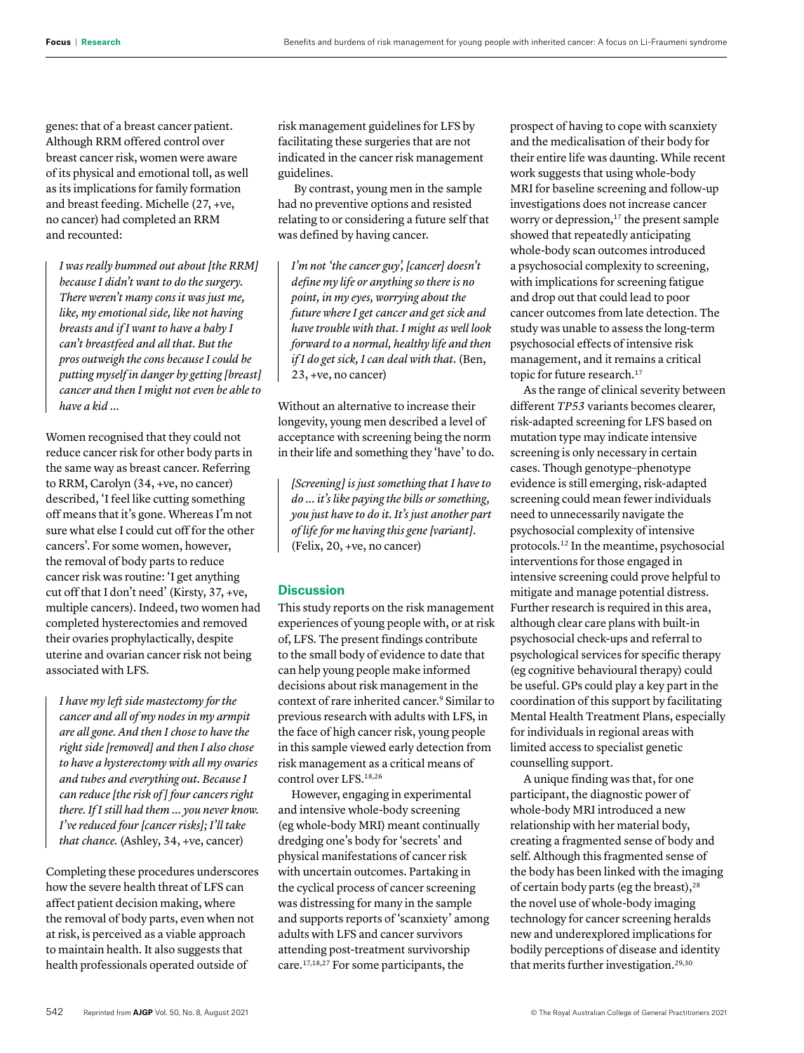genes: that of a breast cancer patient. Although RRM offered control over breast cancer risk, women were aware of its physical and emotional toll, as well as its implications for family formation and breast feeding. Michelle (27, +ve, no cancer) had completed an RRM and recounted:

> *I was really bummed out about [the RRM] because I didn't want to do the surgery. There weren't many cons it was just me, like, my emotional side, like not having breasts and if I want to have a baby I can't breastfeed and all that. But the pros outweigh the cons because I could be putting myself in danger by getting [breast] cancer and then I might not even be able to have a kid ...*

Women recognised that they could not reduce cancer risk for other body parts in the same way as breast cancer. Referring to RRM, Carolyn (34, +ve, no cancer) described, 'I feel like cutting something off means that it's gone. Whereas I'm not sure what else I could cut off for the other cancers'. For some women, however, the removal of body parts to reduce cancer risk was routine: 'I get anything cut off that I don't need' (Kirsty, 37, +ve, multiple cancers). Indeed, two women had completed hysterectomies and removed their ovaries prophylactically, despite uterine and ovarian cancer risk not being associated with LFS.

> *I have my left side mastectomy for the cancer and all of my nodes in my armpit are all gone. And then I chose to have the right side [removed] and then I also chose to have a hysterectomy with all my ovaries and tubes and everything out. Because I can reduce [the risk of] four cancers right there. If I still had them ... you never know. I've reduced four [cancer risks]; I'll take that chance.* (Ashley, 34, +ve, cancer)

Completing these procedures underscores how the severe health threat of LFS can affect patient decision making, where the removal of body parts, even when not at risk, is perceived as a viable approach to maintain health. It also suggests that health professionals operated outside of risk management guidelines for LFS by facilitating these surgeries that are not indicated in the cancer risk management guidelines.

By contrast, young men in the sample had no preventive options and resisted relating to or considering a future self that was defined by having cancer.

> *I'm not 'the cancer guy', [cancer] doesn't define my life or anything so there is no point, in my eyes, worrying about the future where I get cancer and get sick and have trouble with that. I might as well look forward to a normal, healthy life and then if I do get sick, I can deal with that.* (Ben, 23, +ve, no cancer)

Without an alternative to increase their longevity, young men described a level of acceptance with screening being the norm in their life and something they 'have' to do.

> *[Screening] is just something that I have to do ... it's like paying the bills or something, you just have to do it. It's just another part of life for me having this gene [variant].* (Felix, 20, +ve, no cancer)

## Discussion

This study reports on the risk management experiences of young people with, or at risk of, LFS. The present findings contribute to the small body of evidence to date that can help young people make informed decisions about risk management in the context of rare inherited cancer.[9] Similar to previous research with adults with LFS, in the face of high cancer risk, young people in this sample viewed early detection from risk management as a critical means of control over LFS.[18,26]

However, engaging in experimental and intensive whole-body screening (eg whole-body MRI) meant continually dredging one's body for 'secrets' and physical manifestations of cancer risk with uncertain outcomes. Partaking in the cyclical process of cancer screening was distressing for many in the sample and supports reports of 'scanxiety' among adults with LFS and cancer survivors attending post-treatment survivorship care.[17,18,27] For some participants, the prospect of having to cope with scanxiety and the medicalisation of their body for their entire life was daunting. While recent work suggests that using whole-body MRI for baseline screening and follow-up investigations does not increase cancer worry or depression,[17] the present sample showed that repeatedly anticipating whole-body scan outcomes introduced a psychosocial complexity to screening, with implications for screening fatigue and drop out that could lead to poor cancer outcomes from late detection. The study was unable to assess the long-term psychosocial effects of intensive risk management, and it remains a critical topic for future research.[17]

As the range of clinical severity between different *TP53* variants becomes clearer, risk-adapted screening for LFS based on mutation type may indicate intensive screening is only necessary in certain cases. Though genotype–phenotype evidence is still emerging, risk-adapted screening could mean fewer individuals need to unnecessarily navigate the psychosocial complexity of intensive protocols.[12] In the meantime, psychosocial interventions for those engaged in intensive screening could prove helpful to mitigate and manage potential distress. Further research is required in this area, although clear care plans with built-in psychosocial check-ups and referral to psychological services for specific therapy (eg cognitive behavioural therapy) could be useful. GPs could play a key part in the coordination of this support by facilitating Mental Health Treatment Plans, especially for individuals in regional areas with limited access to specialist genetic counselling support.

A unique finding was that, for one participant, the diagnostic power of whole-body MRI introduced a new relationship with her material body, creating a fragmented sense of body and self. Although this fragmented sense of the body has been linked with the imaging of certain body parts (eg the breast),[28] the novel use of whole-body imaging technology for cancer screening heralds new and underexplored implications for bodily perceptions of disease and identity that merits further investigation.[29,30]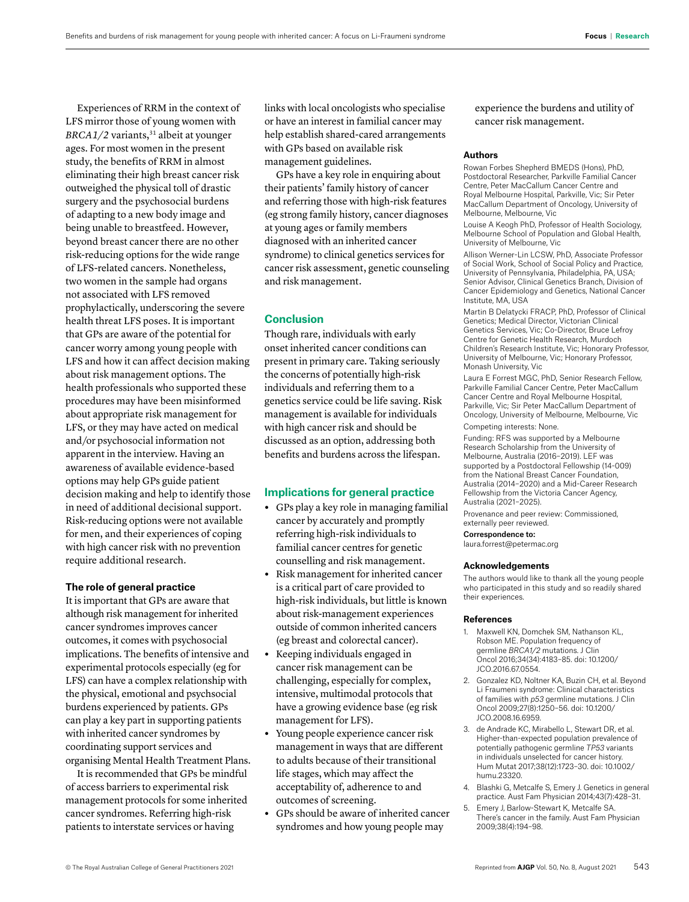Experiences of RRM in the context of LFS mirror those of young women with *BRCA1/2* variants,[31] albeit at younger ages. For most women in the present study, the benefits of RRM in almost eliminating their high breast cancer risk outweighed the physical toll of drastic surgery and the psychosocial burdens of adapting to a new body image and being unable to breastfeed. However, beyond breast cancer there are no other risk-reducing options for the wide range of LFS-related cancers. Nonetheless, two women in the sample had organs not associated with LFS removed prophylactically, underscoring the severe health threat LFS poses. It is important that GPs are aware of the potential for cancer worry among young people with LFS and how it can affect decision making about risk management options. The health professionals who supported these procedures may have been misinformed about appropriate risk management for LFS, or they may have acted on medical and/or psychosocial information not apparent in the interview. Having an awareness of available evidence-based options may help GPs guide patient decision making and help to identify those in need of additional decisional support. Risk-reducing options were not available for men, and their experiences of coping with high cancer risk with no prevention require additional research.

### The role of general practice

It is important that GPs are aware that although risk management for inherited cancer syndromes improves cancer outcomes, it comes with psychosocial implications. The benefits of intensive and experimental protocols especially (eg for LFS) can have a complex relationship with the physical, emotional and psychsocial burdens experienced by patients. GPs can play a key part in supporting patients with inherited cancer syndromes by coordinating support services and organising Mental Health Treatment Plans.

It is recommended that GPs be mindful of access barriers to experimental risk management protocols for some inherited cancer syndromes. Referring high-risk patients to interstate services or having links with local oncologists who specialise or have an interest in familial cancer may help establish shared-cared arrangements with GPs based on available risk management guidelines.

GPs have a key role in enquiring about their patients' family history of cancer and referring those with high-risk features (eg strong family history, cancer diagnoses at young ages or family members diagnosed with an inherited cancer syndrome) to clinical genetics services for cancer risk assessment, genetic counseling and risk management.

## Conclusion

Though rare, individuals with early onset inherited cancer conditions can present in primary care. Taking seriously the concerns of potentially high-risk individuals and referring them to a genetics service could be life saving. Risk management is available for individuals with high cancer risk and should be discussed as an option, addressing both benefits and burdens across the lifespan.

## Implications for general practice

- GPs play a key role in managing familial cancer by accurately and promptly referring high-risk individuals to familial cancer centres for genetic counselling and risk management.
- Risk management for inherited cancer is a critical part of care provided to high-risk individuals, but little is known about risk-management experiences outside of common inherited cancers (eg breast and colorectal cancer).
- Keeping individuals engaged in cancer risk management can be challenging, especially for complex, intensive, multimodal protocols that have a growing evidence base (eg risk management for LFS).
- Young people experience cancer risk management in ways that are different to adults because of their transitional life stages, which may affect the acceptability of, adherence to and outcomes of screening.
- GPs should be aware of inherited cancer syndromes and how young people may experience the burdens and utility of cancer risk management.

### Authors

Rowan Forbes Shepherd BMEDS (Hons), PhD, Postdoctoral Researcher, Parkville Familial Cancer Centre, Peter MacCallum Cancer Centre and Royal Melbourne Hospital, Parkville, Vic; Sir Peter MacCallum Department of Oncology, University of Melbourne, Melbourne, Vic

Louise A Keogh PhD, Professor of Health Sociology, Melbourne School of Population and Global Health, University of Melbourne, Vic

Allison Werner-Lin LCSW, PhD, Associate Professor of Social Work, School of Social Policy and Practice, University of Pennsylvania, Philadelphia, PA, USA; Senior Advisor, Clinical Genetics Branch, Division of Cancer Epidemiology and Genetics, National Cancer Institute, MA, USA

Martin B Delatycki FRACP, PhD, Professor of Clinical Genetics; Medical Director, Victorian Clinical Genetics Services, Vic; Co-Director, Bruce Lefroy Centre for Genetic Health Research, Murdoch Children's Research Institute, Vic; Honorary Professor, University of Melbourne, Vic; Honorary Professor, Monash University, Vic

Laura E Forrest MGC, PhD, Senior Research Fellow, Parkville Familial Cancer Centre, Peter MacCallum Cancer Centre and Royal Melbourne Hospital, Parkville, Vic; Sir Peter MacCallum Department of Oncology, University of Melbourne, Melbourne, Vic

Competing interests: None.

Funding: RFS was supported by a Melbourne Research Scholarship from the University of Melbourne, Australia (2016–2019). LEF was supported by a Postdoctoral Fellowship (14-009) from the National Breast Cancer Foundation, Australia (2014–2020) and a Mid-Career Research Fellowship from the Victoria Cancer Agency, Australia (2021–2025).

Provenance and peer review: Commissioned, externally peer reviewed.

**Correspondence to:**
laura.forrest@petermac.org

### Acknowledgements

The authors would like to thank all the young people who participated in this study and so readily shared their experiences.

### References

1. Maxwell KN, Domchek SM, Nathanson KL, Robson ME. Population frequency of germline *BRCA1/2* mutations. J Clin Oncol 2016;34(34):4183–85. doi: 10.1200/JCO.2016.67.0554.
2. Gonzalez KD, Noltner KA, Buzin CH, et al. Beyond Li Fraumeni syndrome: Clinical characteristics of families with *p53* germline mutations. J Clin Oncol 2009;27(8):1250–56. doi: 10.1200/JCO.2008.16.6959.
3. de Andrade KC, Mirabello L, Stewart DR, et al. Higher-than-expected population prevalence of potentially pathogenic germline *TP53* variants in individuals unselected for cancer history. Hum Mutat 2017;38(12):1723–30. doi: 10.1002/humu.23320.
4. Blashki G, Metcalfe S, Emery J. Genetics in general practice. Aust Fam Physician 2014;43(7):428–31.
5. Emery J, Barlow-Stewart K, Metcalfe SA. There's cancer in the family. Aust Fam Physician 2009;38(4):194–98.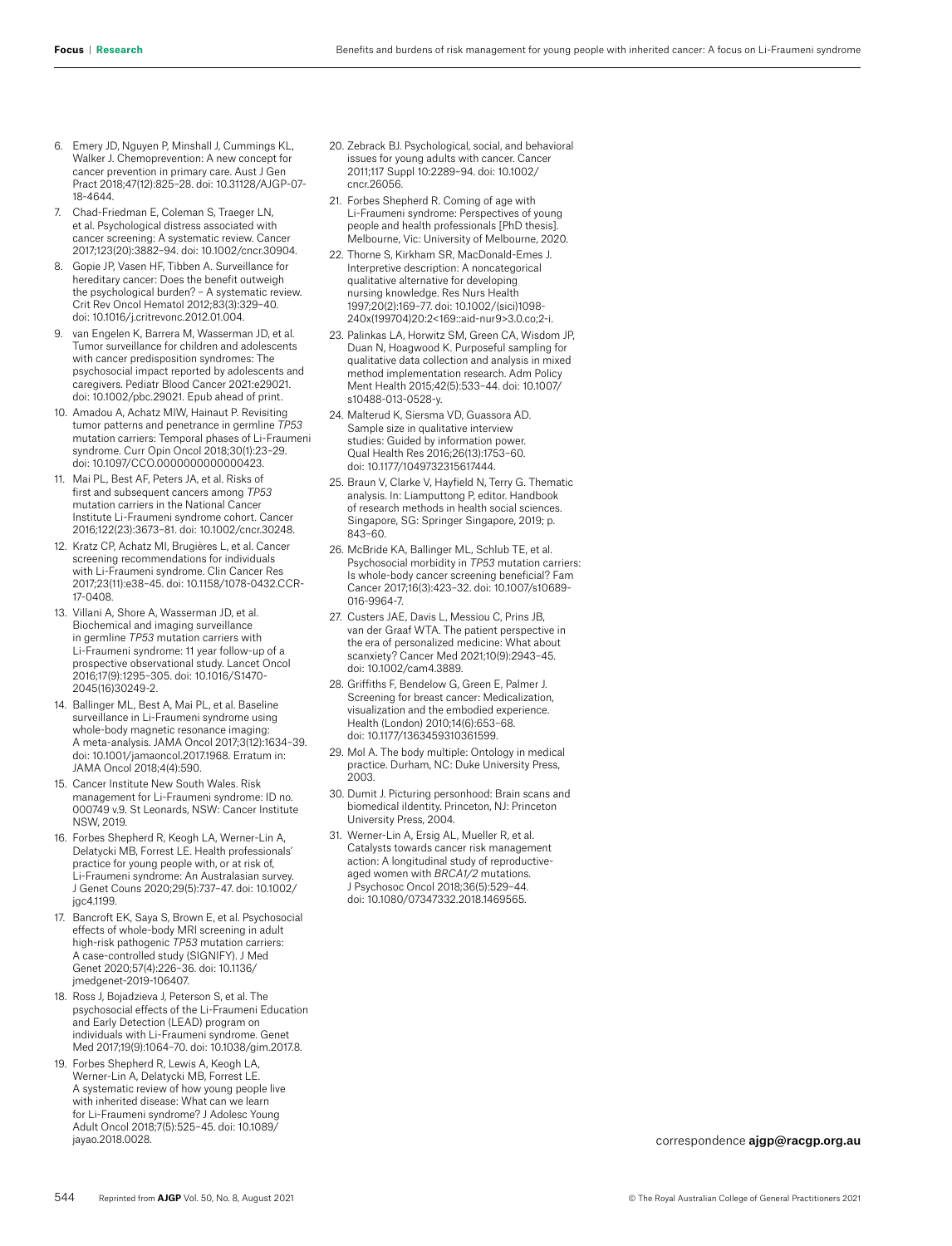6. Emery JD, Nguyen P, Minshall J, Cummings KL, Walker J. Chemoprevention: A new concept for cancer prevention in primary care. Aust J Gen Pract 2018;47(12):825–28. doi: 10.31128/AJGP-07-18-4644.
7. Chad-Friedman E, Coleman S, Traeger LN, et al. Psychological distress associated with cancer screening: A systematic review. Cancer 2017;123(20):3882–94. doi: 10.1002/cncr.30904.
8. Gopie JP, Vasen HF, Tibben A. Surveillance for hereditary cancer: Does the benefit outweigh the psychological burden? – A systematic review. Crit Rev Oncol Hematol 2012;83(3):329–40. doi: 10.1016/j.critrevonc.2012.01.004.
9. van Engelen K, Barrera M, Wasserman JD, et al. Tumor surveillance for children and adolescents with cancer predisposition syndromes: The psychosocial impact reported by adolescents and caregivers. Pediatr Blood Cancer 2021:e29021. doi: 10.1002/pbc.29021. Epub ahead of print.
10. Amadou A, Achatz MIW, Hainaut P. Revisiting tumor patterns and penetrance in germline *TP53* mutation carriers: Temporal phases of Li-Fraumeni syndrome. Curr Opin Oncol 2018;30(1):23–29. doi: 10.1097/CCO.0000000000000423.
11. Mai PL, Best AF, Peters JA, et al. Risks of first and subsequent cancers among *TP53* mutation carriers in the National Cancer Institute Li-Fraumeni syndrome cohort. Cancer 2016;122(23):3673–81. doi: 10.1002/cncr.30248.
12. Kratz CP, Achatz MI, Brugières L, et al. Cancer screening recommendations for individuals with Li-Fraumeni syndrome. Clin Cancer Res 2017;23(11):e38–45. doi: 10.1158/1078-0432.CCR-17-0408.
13. Villani A, Shore A, Wasserman JD, et al. Biochemical and imaging surveillance in germline *TP53* mutation carriers with Li-Fraumeni syndrome: 11 year follow-up of a prospective observational study. Lancet Oncol 2016;17(9):1295–305. doi: 10.1016/S1470-2045(16)30249-2.
14. Ballinger ML, Best A, Mai PL, et al. Baseline surveillance in Li-Fraumeni syndrome using whole-body magnetic resonance imaging: A meta-analysis. JAMA Oncol 2017;3(12):1634–39. doi: 10.1001/jamaoncol.2017.1968. Erratum in: JAMA Oncol 2018;4(4):590.
15. Cancer Institute New South Wales. Risk management for Li-Fraumeni syndrome: ID no. 000749 v.9. St Leonards, NSW: Cancer Institute NSW, 2019.
16. Forbes Shepherd R, Keogh LA, Werner-Lin A, Delatycki MB, Forrest LE. Health professionals' practice for young people with, or at risk of, Li-Fraumeni syndrome: An Australasian survey. J Genet Couns 2020;29(5):737–47. doi: 10.1002/jgc4.1199.
17. Bancroft EK, Saya S, Brown E, et al. Psychosocial effects of whole-body MRI screening in adult high-risk pathogenic *TP53* mutation carriers: A case-controlled study (SIGNIFY). J Med Genet 2020;57(4):226–36. doi: 10.1136/jmedgenet-2019-106407.
18. Ross J, Bojadzieva J, Peterson S, et al. The psychosocial effects of the Li-Fraumeni Education and Early Detection (LEAD) program on individuals with Li-Fraumeni syndrome. Genet Med 2017;19(9):1064–70. doi: 10.1038/gim.2017.8.
19. Forbes Shepherd R, Lewis A, Keogh LA, Werner-Lin A, Delatycki MB, Forrest LE. A systematic review of how young people live with inherited disease: What can we learn for Li-Fraumeni syndrome? J Adolesc Young Adult Oncol 2018;7(5):525–45. doi: 10.1089/jayao.2018.0028.
20. Zebrack BJ. Psychological, social, and behavioral issues for young adults with cancer. Cancer 2011;117 Suppl 10:2289–94. doi: 10.1002/cncr.26056.
21. Forbes Shepherd R. Coming of age with Li-Fraumeni syndrome: Perspectives of young people and health professionals [PhD thesis]. Melbourne, Vic: University of Melbourne, 2020.
22. Thorne S, Kirkham SR, MacDonald-Emes J. Interpretive description: A noncategorical qualitative alternative for developing nursing knowledge. Res Nurs Health 1997;20(2):169–77. doi: 10.1002/(sici)1098-240x(199704)20:2<169::aid-nur9>3.0.co;2-i.
23. Palinkas LA, Horwitz SM, Green CA, Wisdom JP, Duan N, Hoagwood K. Purposeful sampling for qualitative data collection and analysis in mixed method implementation research. Adm Policy Ment Health 2015;42(5):533–44. doi: 10.1007/s10488-013-0528-y.
24. Malterud K, Siersma VD, Guassora AD. Sample size in qualitative interview studies: Guided by information power. Qual Health Res 2016;26(13):1753–60. doi: 10.1177/1049732315617444.
25. Braun V, Clarke V, Hayfield N, Terry G. Thematic analysis. In: Liamputtong P, editor. Handbook of research methods in health social sciences. Singapore, SG: Springer Singapore, 2019; p. 843–60.
26. McBride KA, Ballinger ML, Schlub TE, et al. Psychosocial morbidity in *TP53* mutation carriers: Is whole-body cancer screening beneficial? Fam Cancer 2017;16(3):423–32. doi: 10.1007/s10689-016-9964-7.
27. Custers JAE, Davis L, Messiou C, Prins JB, van der Graaf WTA. The patient perspective in the era of personalized medicine: What about scanxiety? Cancer Med 2021;10(9):2943–45. doi: 10.1002/cam4.3889.
28. Griffiths F, Bendelow G, Green E, Palmer J. Screening for breast cancer: Medicalization, visualization and the embodied experience. Health (London) 2010;14(6):653–68. doi: 10.1177/1363459310361599.
29. Mol A. The body multiple: Ontology in medical practice. Durham, NC: Duke University Press, 2003.
30. Dumit J. Picturing personhood: Brain scans and biomedical ildentity. Princeton, NJ: Princeton University Press, 2004.
31. Werner-Lin A, Ersig AL, Mueller R, et al. Catalysts towards cancer risk management action: A longitudinal study of reproductive-aged women with *BRCA1/2* mutations. J Psychosoc Oncol 2018;36(5):529–44. doi: 10.1080/07347332.2018.1469565.

correspondence **ajgp@racgp.org.au**